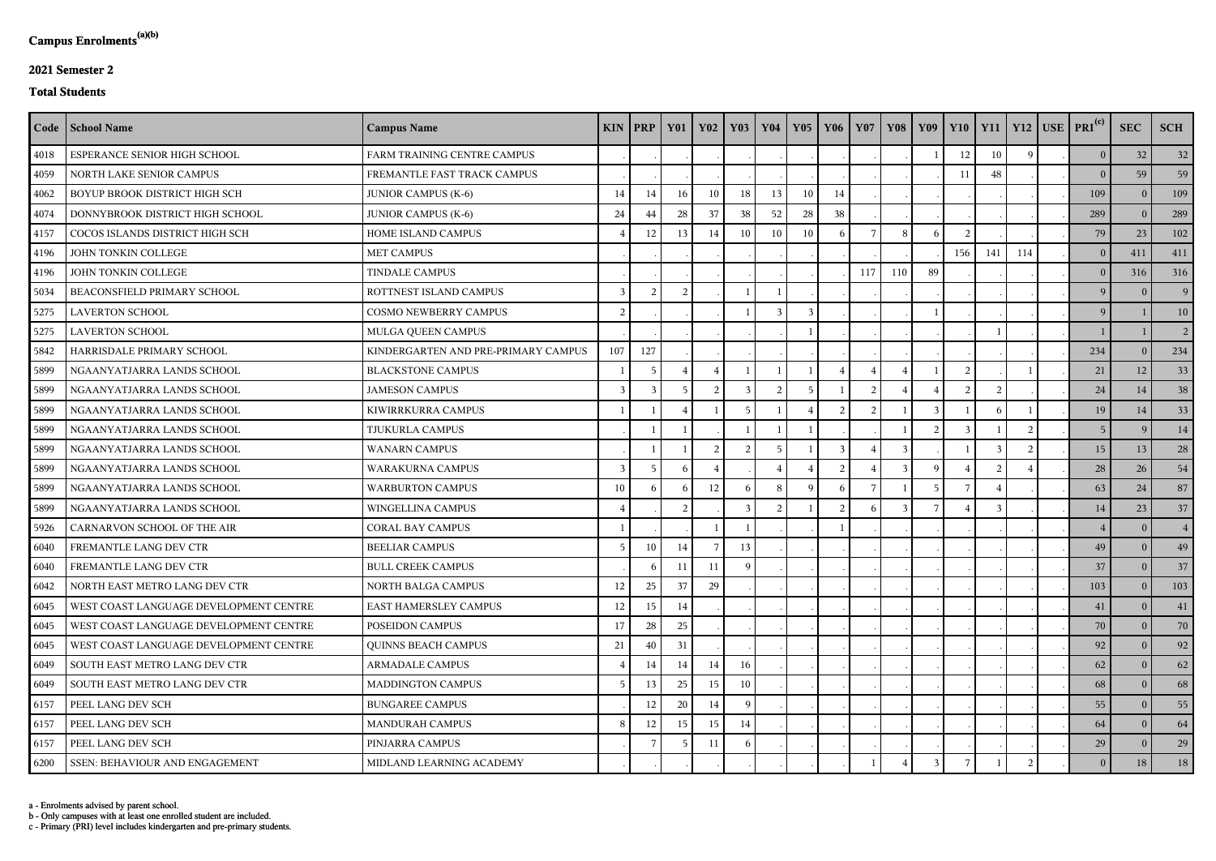**Campus Enrolments[(a)(b)]**

**2021 Semester 2**

**Total Students**

| Code | School Name | Campus Name | KIN | PRP | Y01 | Y02 | Y03 | Y04 | Y05 | Y06 | Y07 | Y08 | Y09 | Y10 | Y11 | Y12 | USE | PRI[(c)] | SEC | SCH |
|---|---|---|---|---|---|---|---|---|---|---|---|---|---|---|---|---|---|---|---|---|
| 4018 | ESPERANCE SENIOR HIGH SCHOOL | FARM TRAINING CENTRE CAMPUS | . | . | . | . | . | . | . | . | . | . | 1 | 12 | 10 | 9 | . | 0 | 32 | 32 |
| 4059 | NORTH LAKE SENIOR CAMPUS | FREMANTLE FAST TRACK CAMPUS | . | . | . | . | . | . | . | . | . | . | . | 11 | 48 | . | . | 0 | 59 | 59 |
| 4062 | BOYUP BROOK DISTRICT HIGH SCH | JUNIOR CAMPUS (K-6) | 14 | 14 | 16 | 10 | 18 | 13 | 10 | 14 | . | . | . | . | . | . | . | 109 | 0 | 109 |
| 4074 | DONNYBROOK DISTRICT HIGH SCHOOL | JUNIOR CAMPUS (K-6) | 24 | 44 | 28 | 37 | 38 | 52 | 28 | 38 | . | . | . | . | . | . | . | 289 | 0 | 289 |
| 4157 | COCOS ISLANDS DISTRICT HIGH SCH | HOME ISLAND CAMPUS | 4 | 12 | 13 | 14 | 10 | 10 | 10 | 6 | 7 | 8 | 6 | 2 | . | . | . | 79 | 23 | 102 |
| 4196 | JOHN TONKIN COLLEGE | MET CAMPUS | . | . | . | . | . | . | . | . | . | . | . | 156 | 141 | 114 | . | 0 | 411 | 411 |
| 4196 | JOHN TONKIN COLLEGE | TINDALE CAMPUS | . | . | . | . | . | . | . | . | 117 | 110 | 89 | . | . | . | . | 0 | 316 | 316 |
| 5034 | BEACONSFIELD PRIMARY SCHOOL | ROTTNEST ISLAND CAMPUS | 3 | 2 | 2 | . | 1 | 1 | . | . | . | . | . | . | . | . | . | 9 | 0 | 9 |
| 5275 | LAVERTON SCHOOL | COSMO NEWBERRY CAMPUS | 2 | . | . | . | 1 | 3 | 3 | . | . | . | 1 | . | . | . | . | 9 | 1 | 10 |
| 5275 | LAVERTON SCHOOL | MULGA QUEEN CAMPUS | . | . | . | . | . | . | 1 | . | . | . | . | . | 1 | . | . | 1 | 1 | 2 |
| 5842 | HARRISDALE PRIMARY SCHOOL | KINDERGARTEN AND PRE-PRIMARY CAMPUS | 107 | 127 | . | . | . | . | . | . | . | . | . | . | . | . | . | 234 | 0 | 234 |
| 5899 | NGAANYATJARRA LANDS SCHOOL | BLACKSTONE CAMPUS | 1 | 5 | 4 | 4 | 1 | 1 | 1 | 4 | 4 | 4 | 1 | 2 | . | 1 | . | 21 | 12 | 33 |
| 5899 | NGAANYATJARRA LANDS SCHOOL | JAMESON CAMPUS | 3 | 3 | 5 | 2 | 3 | 2 | 5 | 1 | 2 | 4 | 4 | 2 | 2 | . | . | 24 | 14 | 38 |
| 5899 | NGAANYATJARRA LANDS SCHOOL | KIWIRRKURRA CAMPUS | 1 | 1 | 4 | 1 | 5 | 1 | 4 | 2 | 2 | 1 | 3 | 1 | 6 | 1 | . | 19 | 14 | 33 |
| 5899 | NGAANYATJARRA LANDS SCHOOL | TJUKURLA CAMPUS | . | 1 | 1 | . | 1 | 1 | 1 | . | . | 1 | 2 | 3 | 1 | 2 | . | 5 | 9 | 14 |
| 5899 | NGAANYATJARRA LANDS SCHOOL | WANARN CAMPUS | . | 1 | 1 | 2 | 2 | 5 | 1 | 3 | 4 | 3 | . | 1 | 3 | 2 | . | 15 | 13 | 28 |
| 5899 | NGAANYATJARRA LANDS SCHOOL | WARAKURNA CAMPUS | 3 | 5 | 6 | 4 | . | 4 | 4 | 2 | 4 | 3 | 9 | 4 | 2 | 4 | . | 28 | 26 | 54 |
| 5899 | NGAANYATJARRA LANDS SCHOOL | WARBURTON CAMPUS | 10 | 6 | 6 | 12 | 6 | 8 | 9 | 6 | 7 | 1 | 5 | 7 | 4 | . | . | 63 | 24 | 87 |
| 5899 | NGAANYATJARRA LANDS SCHOOL | WINGELLINA CAMPUS | 4 | . | 2 | . | 3 | 2 | 1 | 2 | 6 | 3 | 7 | 4 | 3 | . | . | 14 | 23 | 37 |
| 5926 | CARNARVON SCHOOL OF THE AIR | CORAL BAY CAMPUS | 1 | . | . | 1 | 1 | . | . | 1 | . | . | . | . | . | . | . | 4 | 0 | 4 |
| 6040 | FREMANTLE LANG DEV CTR | BEELIAR CAMPUS | 5 | 10 | 14 | 7 | 13 | . | . | . | . | . | . | . | . | . | . | 49 | 0 | 49 |
| 6040 | FREMANTLE LANG DEV CTR | BULL CREEK CAMPUS | . | 6 | 11 | 11 | 9 | . | . | . | . | . | . | . | . | . | . | 37 | 0 | 37 |
| 6042 | NORTH EAST METRO LANG DEV CTR | NORTH BALGA CAMPUS | 12 | 25 | 37 | 29 | . | . | . | . | . | . | . | . | . | . | . | 103 | 0 | 103 |
| 6045 | WEST COAST LANGUAGE DEVELOPMENT CENTRE | EAST HAMERSLEY CAMPUS | 12 | 15 | 14 | . | . | . | . | . | . | . | . | . | . | . | . | 41 | 0 | 41 |
| 6045 | WEST COAST LANGUAGE DEVELOPMENT CENTRE | POSEIDON CAMPUS | 17 | 28 | 25 | . | . | . | . | . | . | . | . | . | . | . | . | 70 | 0 | 70 |
| 6045 | WEST COAST LANGUAGE DEVELOPMENT CENTRE | QUINNS BEACH CAMPUS | 21 | 40 | 31 | . | . | . | . | . | . | . | . | . | . | . | . | 92 | 0 | 92 |
| 6049 | SOUTH EAST METRO LANG DEV CTR | ARMADALE CAMPUS | 4 | 14 | 14 | 14 | 16 | . | . | . | . | . | . | . | . | . | . | 62 | 0 | 62 |
| 6049 | SOUTH EAST METRO LANG DEV CTR | MADDINGTON CAMPUS | 5 | 13 | 25 | 15 | 10 | . | . | . | . | . | . | . | . | . | . | 68 | 0 | 68 |
| 6157 | PEEL LANG DEV SCH | BUNGAREE CAMPUS | . | 12 | 20 | 14 | 9 | . | . | . | . | . | . | . | . | . | . | 55 | 0 | 55 |
| 6157 | PEEL LANG DEV SCH | MANDURAH CAMPUS | 8 | 12 | 15 | 15 | 14 | . | . | . | . | . | . | . | . | . | . | 64 | 0 | 64 |
| 6157 | PEEL LANG DEV SCH | PINJARRA CAMPUS | . | 7 | 5 | 11 | 6 | . | . | . | . | . | . | . | . | . | . | 29 | 0 | 29 |
| 6200 | SSEN: BEHAVIOUR AND ENGAGEMENT | MIDLAND LEARNING ACADEMY | . | . | . | . | . | . | . | . | 1 | 4 | 3 | 7 | 1 | 2 | . | 0 | 18 | 18 |

a - Enrolments advised by parent school.
b - Only campuses with at least one enrolled student are included.
c - Primary (PRI) level includes kindergarten and pre-primary students.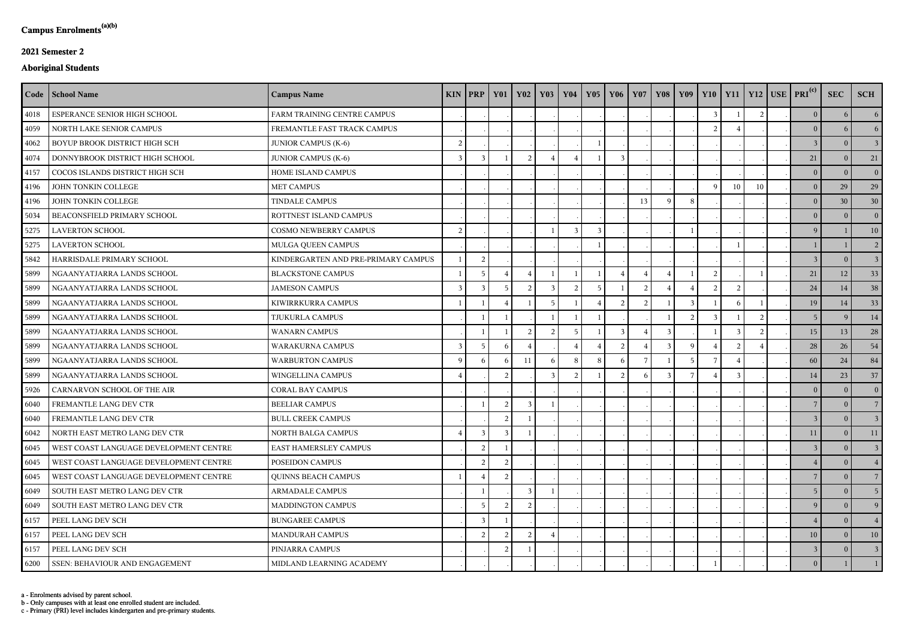**Campus Enrolments(a)(b)**

**2021 Semester 2**

**Aboriginal Students**

| Code | School Name | Campus Name | KIN | PRP | Y01 | Y02 | Y03 | Y04 | Y05 | Y06 | Y07 | Y08 | Y09 | Y10 | Y11 | Y12 | USE | PRI(c) | SEC | SCH |
|---|---|---|---|---|---|---|---|---|---|---|---|---|---|---|---|---|---|---|---|---|
| 4018 | ESPERANCE SENIOR HIGH SCHOOL | FARM TRAINING CENTRE CAMPUS | . | . | . | . | . | . | . | . | . | . | . | 3 | 1 | 2 | . | 0 | 6 | 6 |
| 4059 | NORTH LAKE SENIOR CAMPUS | FREMANTLE FAST TRACK CAMPUS | . | . | . | . | . | . | . | . | . | . | . | 2 | 4 | . | . | 0 | 6 | 6 |
| 4062 | BOYUP BROOK DISTRICT HIGH SCH | JUNIOR CAMPUS (K-6) | 2 | . | . | . | . | . | 1 | . | . | . | . | . | . | . | . | 3 | 0 | 3 |
| 4074 | DONNYBROOK DISTRICT HIGH SCHOOL | JUNIOR CAMPUS (K-6) | 3 | 3 | 1 | 2 | 4 | 4 | 1 | 3 | . | . | . | . | . | . | . | 21 | 0 | 21 |
| 4157 | COCOS ISLANDS DISTRICT HIGH SCH | HOME ISLAND CAMPUS | . | . | . | . | . | . | . | . | . | . | . | . | . | . | . | 0 | 0 | 0 |
| 4196 | JOHN TONKIN COLLEGE | MET CAMPUS | . | . | . | . | . | . | . | . | . | . | . | 9 | 10 | 10 | . | 0 | 29 | 29 |
| 4196 | JOHN TONKIN COLLEGE | TINDALE CAMPUS | . | . | . | . | . | . | . | . | 13 | 9 | 8 | . | . | . | . | 0 | 30 | 30 |
| 5034 | BEACONSFIELD PRIMARY SCHOOL | ROTTNEST ISLAND CAMPUS | . | . | . | . | . | . | . | . | . | . | . | . | . | . | . | 0 | 0 | 0 |
| 5275 | LAVERTON SCHOOL | COSMO NEWBERRY CAMPUS | 2 | . | . | . | 1 | 3 | 3 | . | . | . | 1 | . | . | . | . | 9 | 1 | 10 |
| 5275 | LAVERTON SCHOOL | MULGA QUEEN CAMPUS | . | . | . | . | . | . | 1 | . | . | . | . | . | 1 | . | . | 1 | 1 | 2 |
| 5842 | HARRISDALE PRIMARY SCHOOL | KINDERGARTEN AND PRE-PRIMARY CAMPUS | 1 | 2 | . | . | . | . | . | . | . | . | . | . | . | . | . | 3 | 0 | 3 |
| 5899 | NGAANYATJARRA LANDS SCHOOL | BLACKSTONE CAMPUS | 1 | 5 | 4 | 4 | 1 | 1 | 1 | 4 | 4 | 4 | 1 | 2 | . | 1 | . | 21 | 12 | 33 |
| 5899 | NGAANYATJARRA LANDS SCHOOL | JAMESON CAMPUS | 3 | 3 | 5 | 2 | 3 | 2 | 5 | 1 | 2 | 4 | 4 | 2 | 2 | . | . | 24 | 14 | 38 |
| 5899 | NGAANYATJARRA LANDS SCHOOL | KIWIRRKURRA CAMPUS | 1 | 1 | 4 | 1 | 5 | 1 | 4 | 2 | 2 | 1 | 3 | 1 | 6 | 1 | . | 19 | 14 | 33 |
| 5899 | NGAANYATJARRA LANDS SCHOOL | TJUKURLA CAMPUS | . | 1 | 1 | . | 1 | 1 | 1 | . | . | 1 | 2 | 3 | 1 | 2 | . | 5 | 9 | 14 |
| 5899 | NGAANYATJARRA LANDS SCHOOL | WANARN CAMPUS | . | 1 | 1 | 2 | 2 | 5 | 1 | 3 | 4 | 3 | . | 1 | 3 | 2 | . | 15 | 13 | 28 |
| 5899 | NGAANYATJARRA LANDS SCHOOL | WARAKURNA CAMPUS | 3 | 5 | 6 | 4 | . | 4 | 4 | 2 | 4 | 3 | 9 | 4 | 2 | 4 | . | 28 | 26 | 54 |
| 5899 | NGAANYATJARRA LANDS SCHOOL | WARBURTON CAMPUS | 9 | 6 | 6 | 11 | 6 | 8 | 8 | 6 | 7 | 1 | 5 | 7 | 4 | . | . | 60 | 24 | 84 |
| 5899 | NGAANYATJARRA LANDS SCHOOL | WINGELLINA CAMPUS | 4 | . | 2 | . | 3 | 2 | 1 | 2 | 6 | 3 | 7 | 4 | 3 | . | . | 14 | 23 | 37 |
| 5926 | CARNARVON SCHOOL OF THE AIR | CORAL BAY CAMPUS | . | . | . | . | . | . | . | . | . | . | . | . | . | . | . | 0 | 0 | 0 |
| 6040 | FREMANTLE LANG DEV CTR | BEELIAR CAMPUS | . | 1 | 2 | 3 | 1 | . | . | . | . | . | . | . | . | . | . | 7 | 0 | 7 |
| 6040 | FREMANTLE LANG DEV CTR | BULL CREEK CAMPUS | . | . | 2 | 1 | . | . | . | . | . | . | . | . | . | . | . | 3 | 0 | 3 |
| 6042 | NORTH EAST METRO LANG DEV CTR | NORTH BALGA CAMPUS | 4 | 3 | 3 | 1 | . | . | . | . | . | . | . | . | . | . | . | 11 | 0 | 11 |
| 6045 | WEST COAST LANGUAGE DEVELOPMENT CENTRE | EAST HAMERSLEY CAMPUS | . | 2 | 1 | . | . | . | . | . | . | . | . | . | . | . | . | 3 | 0 | 3 |
| 6045 | WEST COAST LANGUAGE DEVELOPMENT CENTRE | POSEIDON CAMPUS | . | 2 | 2 | . | . | . | . | . | . | . | . | . | . | . | . | 4 | 0 | 4 |
| 6045 | WEST COAST LANGUAGE DEVELOPMENT CENTRE | QUINNS BEACH CAMPUS | 1 | 4 | 2 | . | . | . | . | . | . | . | . | . | . | . | . | 7 | 0 | 7 |
| 6049 | SOUTH EAST METRO LANG DEV CTR | ARMADALE CAMPUS | . | 1 | . | 3 | 1 | . | . | . | . | . | . | . | . | . | . | 5 | 0 | 5 |
| 6049 | SOUTH EAST METRO LANG DEV CTR | MADDINGTON CAMPUS | . | 5 | 2 | 2 | . | . | . | . | . | . | . | . | . | . | . | 9 | 0 | 9 |
| 6157 | PEEL LANG DEV SCH | BUNGAREE CAMPUS | . | 3 | 1 | . | . | . | . | . | . | . | . | . | . | . | . | 4 | 0 | 4 |
| 6157 | PEEL LANG DEV SCH | MANDURAH CAMPUS | . | 2 | 2 | 2 | 4 | . | . | . | . | . | . | . | . | . | . | 10 | 0 | 10 |
| 6157 | PEEL LANG DEV SCH | PINJARRA CAMPUS | . | . | 2 | 1 | . | . | . | . | . | . | . | . | . | . | . | 3 | 0 | 3 |
| 6200 | SSEN: BEHAVIOUR AND ENGAGEMENT | MIDLAND LEARNING ACADEMY | . | . | . | . | . | . | . | . | . | . | . | 1 | . | . | . | 0 | 1 | 1 |

a - Enrolments advised by parent school.
b - Only campuses with at least one enrolled student are included.
c - Primary (PRI) level includes kindergarten and pre-primary students.